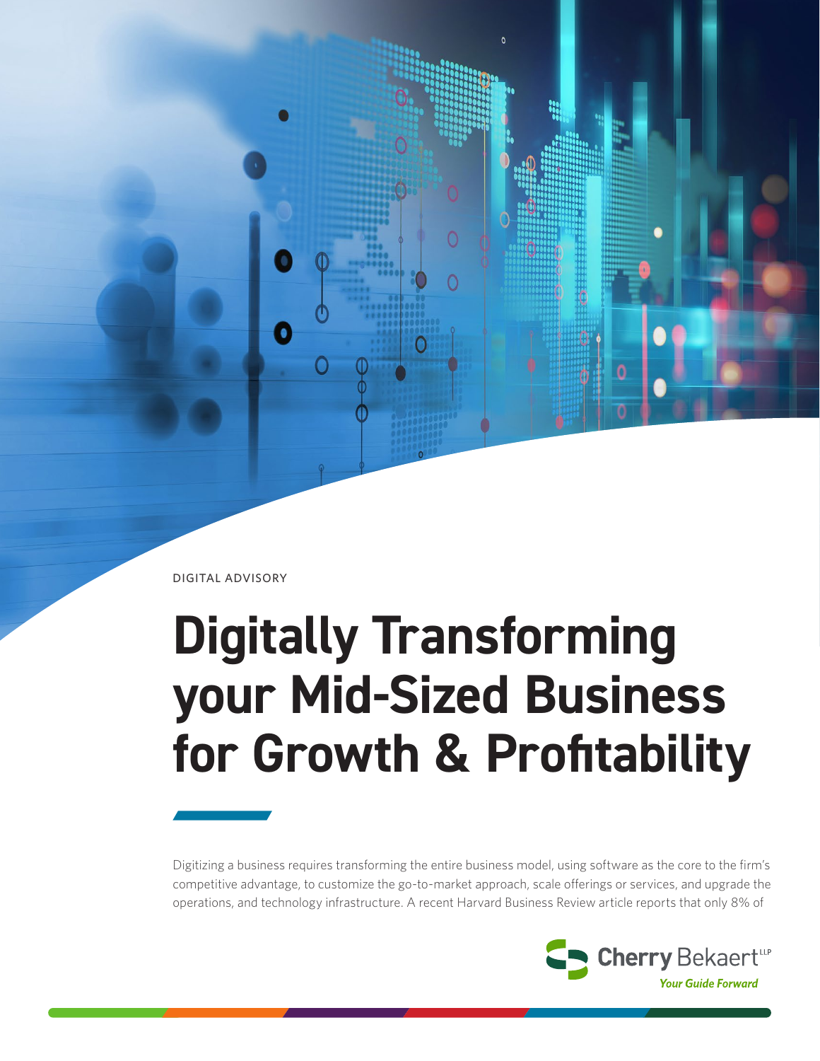DIGITAL ADVISORY

# Digitally Transforming your Mid-Sized Business for Growth & Profitability

Digitizing a business requires transforming the entire business model, using software as the core to the firm's competitive advantage, to customize the go-to-market approach, scale offerings or services, and upgrade the operations, and technology infrastructure. A recent Harvard Business Review article reports that only 8% of

Cherry Bekaert LLP

*Your Guide Forward*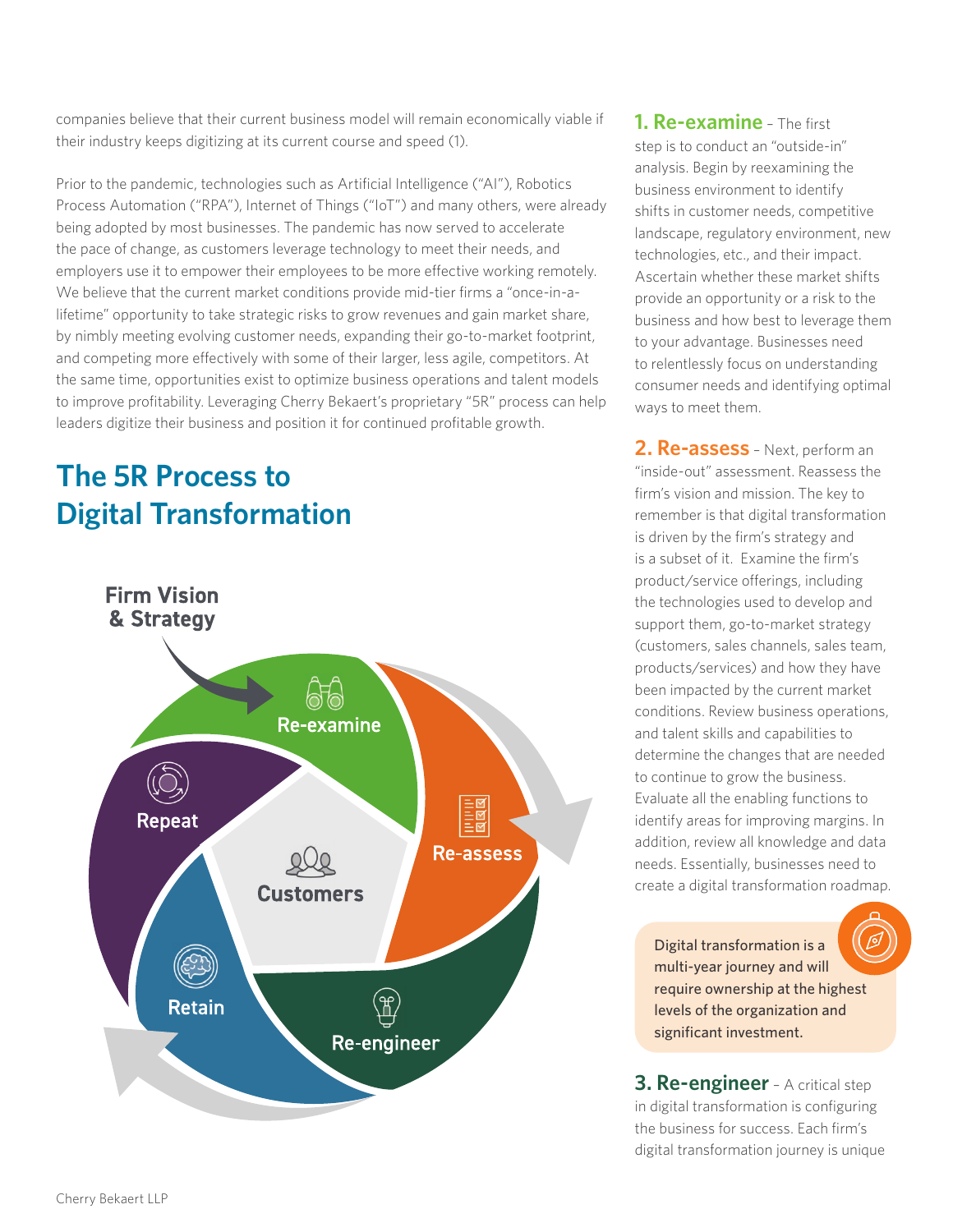companies believe that their current business model will remain economically viable if their industry keeps digitizing at its current course and speed (1).

Prior to the pandemic, technologies such as Artificial Intelligence ("AI"), Robotics Process Automation ("RPA"), Internet of Things ("IoT") and many others, were already being adopted by most businesses. The pandemic has now served to accelerate the pace of change, as customers leverage technology to meet their needs, and employers use it to empower their employees to be more effective working remotely. We believe that the current market conditions provide mid-tier firms a "once-in-a-lifetime" opportunity to take strategic risks to grow revenues and gain market share, by nimbly meeting evolving customer needs, expanding their go-to-market footprint, and competing more effectively with some of their larger, less agile, competitors. At the same time, opportunities exist to optimize business operations and talent models to improve profitability. Leveraging Cherry Bekaert's proprietary "5R" process can help leaders digitize their business and position it for continued profitable growth.

## The 5R Process to Digital Transformation

Firm Vision & Strategy

Re-examine

Re-assess

Re-engineer

Retain

Repeat

Customers

**1. Re-examine** – The first step is to conduct an "outside-in" analysis. Begin by reexamining the business environment to identify shifts in customer needs, competitive landscape, regulatory environment, new technologies, etc., and their impact. Ascertain whether these market shifts provide an opportunity or a risk to the business and how best to leverage them to your advantage. Businesses need to relentlessly focus on understanding consumer needs and identifying optimal ways to meet them.

**2. Re-assess** – Next, perform an "inside-out" assessment. Reassess the firm's vision and mission. The key to remember is that digital transformation is driven by the firm's strategy and is a subset of it. Examine the firm's product/service offerings, including the technologies used to develop and support them, go-to-market strategy (customers, sales channels, sales team, products/services) and how they have been impacted by the current market conditions. Review business operations, and talent skills and capabilities to determine the changes that are needed to continue to grow the business. Evaluate all the enabling functions to identify areas for improving margins. In addition, review all knowledge and data needs. Essentially, businesses need to create a digital transformation roadmap.

> Digital transformation is a multi-year journey and will require ownership at the highest levels of the organization and significant investment.

**3. Re-engineer** – A critical step in digital transformation is configuring the business for success. Each firm's digital transformation journey is unique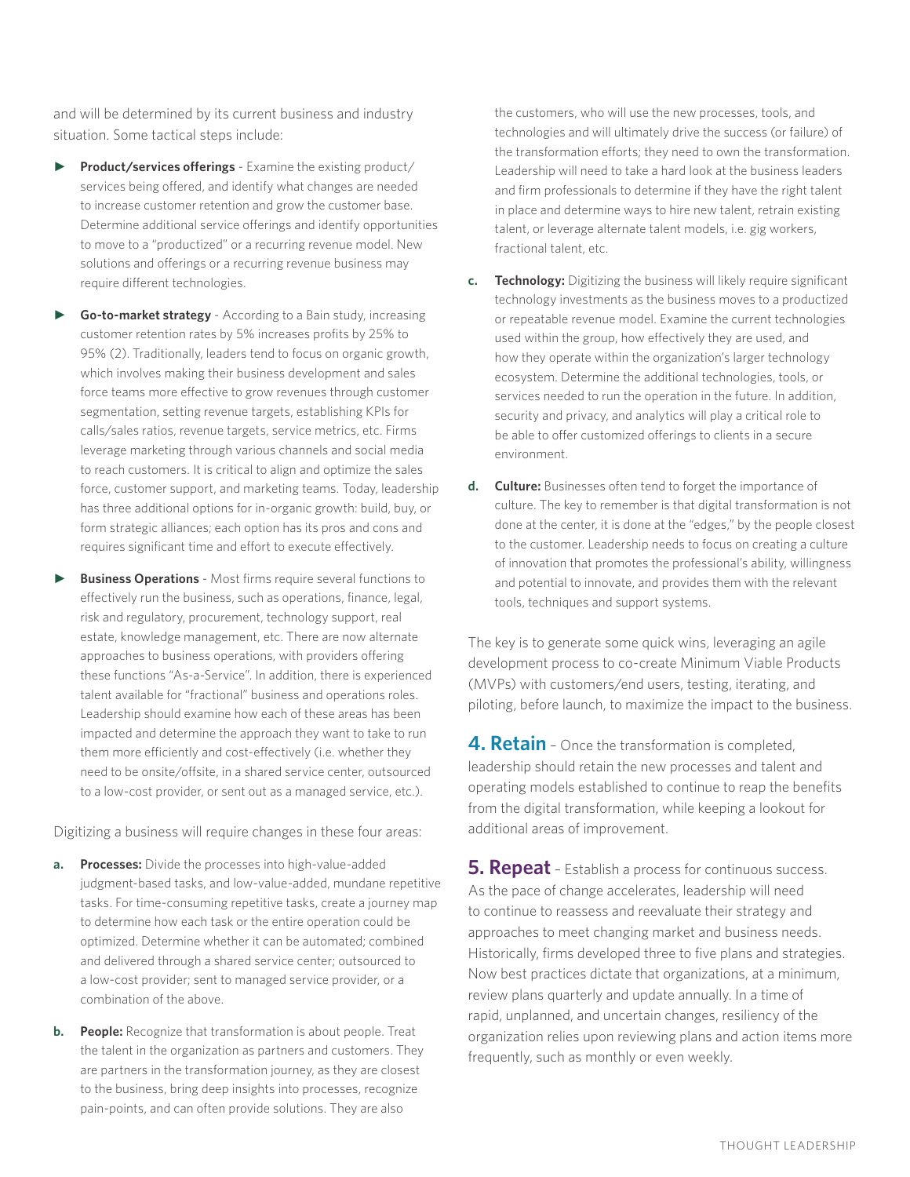and will be determined by its current business and industry situation. Some tactical steps include:

- **Product/services offerings** - Examine the existing product/services being offered, and identify what changes are needed to increase customer retention and grow the customer base. Determine additional service offerings and identify opportunities to move to a "productized" or a recurring revenue model. New solutions and offerings or a recurring revenue business may require different technologies.
- **Go-to-market strategy** - According to a Bain study, increasing customer retention rates by 5% increases profits by 25% to 95% (2). Traditionally, leaders tend to focus on organic growth, which involves making their business development and sales force teams more effective to grow revenues through customer segmentation, setting revenue targets, establishing KPIs for calls/sales ratios, revenue targets, service metrics, etc. Firms leverage marketing through various channels and social media to reach customers. It is critical to align and optimize the sales force, customer support, and marketing teams. Today, leadership has three additional options for in-organic growth: build, buy, or form strategic alliances; each option has its pros and cons and requires significant time and effort to execute effectively.
- **Business Operations** - Most firms require several functions to effectively run the business, such as operations, finance, legal, risk and regulatory, procurement, technology support, real estate, knowledge management, etc. There are now alternate approaches to business operations, with providers offering these functions "As-a-Service". In addition, there is experienced talent available for "fractional" business and operations roles. Leadership should examine how each of these areas has been impacted and determine the approach they want to take to run them more efficiently and cost-effectively (i.e. whether they need to be onsite/offsite, in a shared service center, outsourced to a low-cost provider, or sent out as a managed service, etc.).

Digitizing a business will require changes in these four areas:

a. **Processes:** Divide the processes into high-value-added judgment-based tasks, and low-value-added, mundane repetitive tasks. For time-consuming repetitive tasks, create a journey map to determine how each task or the entire operation could be optimized. Determine whether it can be automated; combined and delivered through a shared service center; outsourced to a low-cost provider; sent to managed service provider, or a combination of the above.

b. **People:** Recognize that transformation is about people. Treat the talent in the organization as partners and customers. They are partners in the transformation journey, as they are closest to the business, bring deep insights into processes, recognize pain-points, and can often provide solutions. They are also the customers, who will use the new processes, tools, and technologies and will ultimately drive the success (or failure) of the transformation efforts; they need to own the transformation. Leadership will need to take a hard look at the business leaders and firm professionals to determine if they have the right talent in place and determine ways to hire new talent, retrain existing talent, or leverage alternate talent models, i.e. gig workers, fractional talent, etc.

c. **Technology:** Digitizing the business will likely require significant technology investments as the business moves to a productized or repeatable revenue model. Examine the current technologies used within the group, how effectively they are used, and how they operate within the organization's larger technology ecosystem. Determine the additional technologies, tools, or services needed to run the operation in the future. In addition, security and privacy, and analytics will play a critical role to be able to offer customized offerings to clients in a secure environment.

d. **Culture:** Businesses often tend to forget the importance of culture. The key to remember is that digital transformation is not done at the center, it is done at the "edges," by the people closest to the customer. Leadership needs to focus on creating a culture of innovation that promotes the professional's ability, willingness and potential to innovate, and provides them with the relevant tools, techniques and support systems.

The key is to generate some quick wins, leveraging an agile development process to co-create Minimum Viable Products (MVPs) with customers/end users, testing, iterating, and piloting, before launch, to maximize the impact to the business.

**4. Retain** – Once the transformation is completed, leadership should retain the new processes and talent and operating models established to continue to reap the benefits from the digital transformation, while keeping a lookout for additional areas of improvement.

**5. Repeat** – Establish a process for continuous success. As the pace of change accelerates, leadership will need to continue to reassess and reevaluate their strategy and approaches to meet changing market and business needs. Historically, firms developed three to five plans and strategies. Now best practices dictate that organizations, at a minimum, review plans quarterly and update annually. In a time of rapid, unplanned, and uncertain changes, resiliency of the organization relies upon reviewing plans and action items more frequently, such as monthly or even weekly.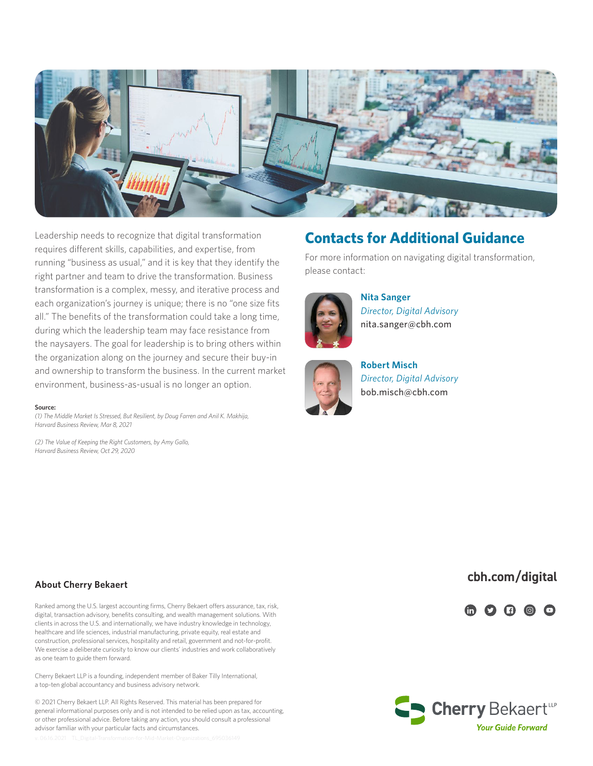Leadership needs to recognize that digital transformation requires different skills, capabilities, and expertise, from running "business as usual," and it is key that they identify the right partner and team to drive the transformation. Business transformation is a complex, messy, and iterative process and each organization's journey is unique; there is no "one size fits all." The benefits of the transformation could take a long time, during which the leadership team may face resistance from the naysayers. The goal for leadership is to bring others within the organization along on the journey and secure their buy-in and ownership to transform the business. In the current market environment, business-as-usual is no longer an option.

**Source:**

(1) *The Middle Market Is Stressed, But Resilient, by Doug Farren and Anil K. Makhija, Harvard Business Review, Mar 8, 2021*

(2) *The Value of Keeping the Right Customers, by Amy Gallo, Harvard Business Review, Oct 29, 2020*

## Contacts for Additional Guidance

For more information on navigating digital transformation, please contact:

**Nita Sanger**
*Director, Digital Advisory*
nita.sanger@cbh.com

**Robert Misch**
*Director, Digital Advisory*
bob.misch@cbh.com

### About Cherry Bekaert

Ranked among the U.S. largest accounting firms, Cherry Bekaert offers assurance, tax, risk, digital, transaction advisory, benefits consulting, and wealth management solutions. With clients in across the U.S. and internationally, we have industry knowledge in technology, healthcare and life sciences, industrial manufacturing, private equity, real estate and construction, professional services, hospitality and retail, government and not-for-profit. We exercise a deliberate curiosity to know our clients' industries and work collaboratively as one team to guide them forward.

Cherry Bekaert LLP is a founding, independent member of Baker Tilly International, a top-ten global accountancy and business advisory network.

© 2021 Cherry Bekaert LLP. All Rights Reserved. This material has been prepared for general informational purposes only and is not intended to be relied upon as tax, accounting, or other professional advice. Before taking any action, you should consult a professional advisor familiar with your particular facts and circumstances.

v. 06.16.2021 TL_Digital-Transformation-for-Mid-Market-Organizations_695036149

**cbh.com/digital**

Cherry Bekaert LLP
*Your Guide Forward*